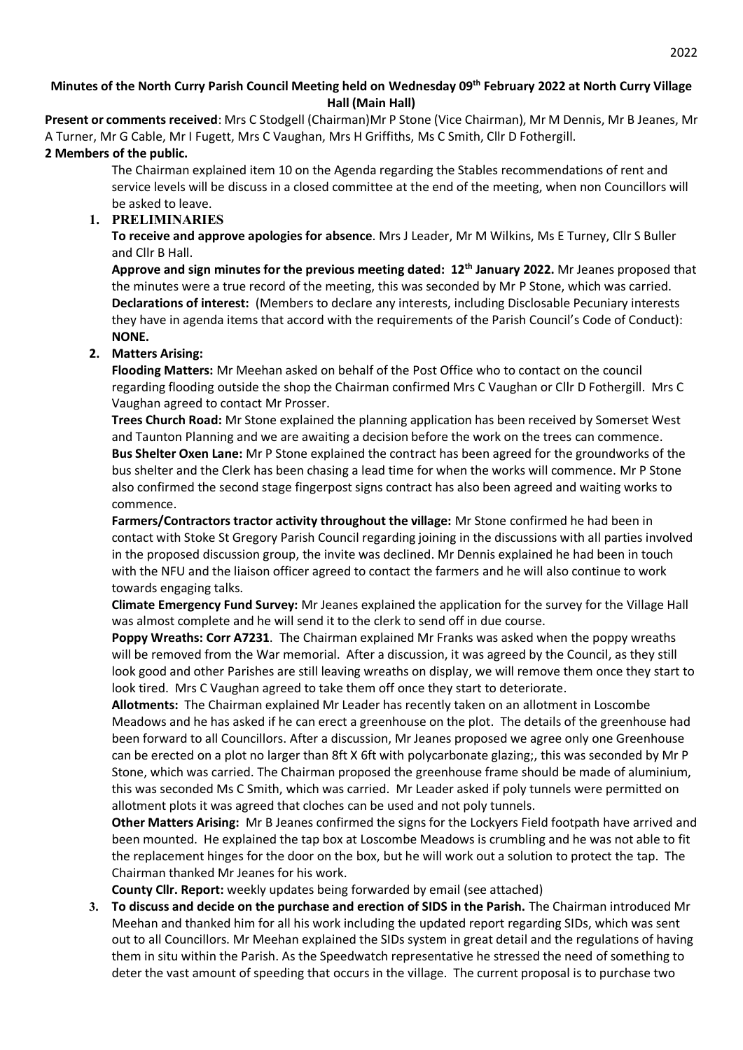**Minutes of the North Curry Parish Council Meeting held on Wednesday 09th February 2022 at North Curry Village Hall (Main Hall)**

**Present or comments received**: Mrs C Stodgell (Chairman)Mr P Stone (Vice Chairman), Mr M Dennis, Mr B Jeanes, Mr A Turner, Mr G Cable, Mr I Fugett, Mrs C Vaughan, Mrs H Griffiths, Ms C Smith, Cllr D Fothergill.

**2 Members of the public.**

The Chairman explained item 10 on the Agenda regarding the Stables recommendations of rent and service levels will be discuss in a closed committee at the end of the meeting, when non Councillors will be asked to leave.

1. **PRELIMINARIES**

   **To receive and approve apologies for absence**. Mrs J Leader, Mr M Wilkins, Ms E Turney, Cllr S Buller and Cllr B Hall.

   **Approve and sign minutes for the previous meeting dated: 12th January 2022.** Mr Jeanes proposed that the minutes were a true record of the meeting, this was seconded by Mr P Stone, which was carried.

   **Declarations of interest:** (Members to declare any interests, including Disclosable Pecuniary interests they have in agenda items that accord with the requirements of the Parish Council's Code of Conduct): **NONE.**

2. **Matters Arising:**

   **Flooding Matters:** Mr Meehan asked on behalf of the Post Office who to contact on the council regarding flooding outside the shop the Chairman confirmed Mrs C Vaughan or Cllr D Fothergill. Mrs C Vaughan agreed to contact Mr Prosser.

   **Trees Church Road:** Mr Stone explained the planning application has been received by Somerset West and Taunton Planning and we are awaiting a decision before the work on the trees can commence.

   **Bus Shelter Oxen Lane:** Mr P Stone explained the contract has been agreed for the groundworks of the bus shelter and the Clerk has been chasing a lead time for when the works will commence. Mr P Stone also confirmed the second stage fingerpost signs contract has also been agreed and waiting works to commence.

   **Farmers/Contractors tractor activity throughout the village:** Mr Stone confirmed he had been in contact with Stoke St Gregory Parish Council regarding joining in the discussions with all parties involved in the proposed discussion group, the invite was declined. Mr Dennis explained he had been in touch with the NFU and the liaison officer agreed to contact the farmers and he will also continue to work towards engaging talks.

   **Climate Emergency Fund Survey:** Mr Jeanes explained the application for the survey for the Village Hall was almost complete and he will send it to the clerk to send off in due course.

   **Poppy Wreaths: Corr A7231**. The Chairman explained Mr Franks was asked when the poppy wreaths will be removed from the War memorial. After a discussion, it was agreed by the Council, as they still look good and other Parishes are still leaving wreaths on display, we will remove them once they start to look tired. Mrs C Vaughan agreed to take them off once they start to deteriorate.

   **Allotments:** The Chairman explained Mr Leader has recently taken on an allotment in Loscombe Meadows and he has asked if he can erect a greenhouse on the plot. The details of the greenhouse had been forward to all Councillors. After a discussion, Mr Jeanes proposed we agree only one Greenhouse can be erected on a plot no larger than 8ft X 6ft with polycarbonate glazing;, this was seconded by Mr P Stone, which was carried. The Chairman proposed the greenhouse frame should be made of aluminium, this was seconded Ms C Smith, which was carried. Mr Leader asked if poly tunnels were permitted on allotment plots it was agreed that cloches can be used and not poly tunnels.

   **Other Matters Arising:** Mr B Jeanes confirmed the signs for the Lockyers Field footpath have arrived and been mounted. He explained the tap box at Loscombe Meadows is crumbling and he was not able to fit the replacement hinges for the door on the box, but he will work out a solution to protect the tap. The Chairman thanked Mr Jeanes for his work.

   **County Cllr. Report:** weekly updates being forwarded by email (see attached)

3. **To discuss and decide on the purchase and erection of SIDS in the Parish.** The Chairman introduced Mr Meehan and thanked him for all his work including the updated report regarding SIDs, which was sent out to all Councillors. Mr Meehan explained the SIDs system in great detail and the regulations of having them in situ within the Parish. As the Speedwatch representative he stressed the need of something to deter the vast amount of speeding that occurs in the village. The current proposal is to purchase two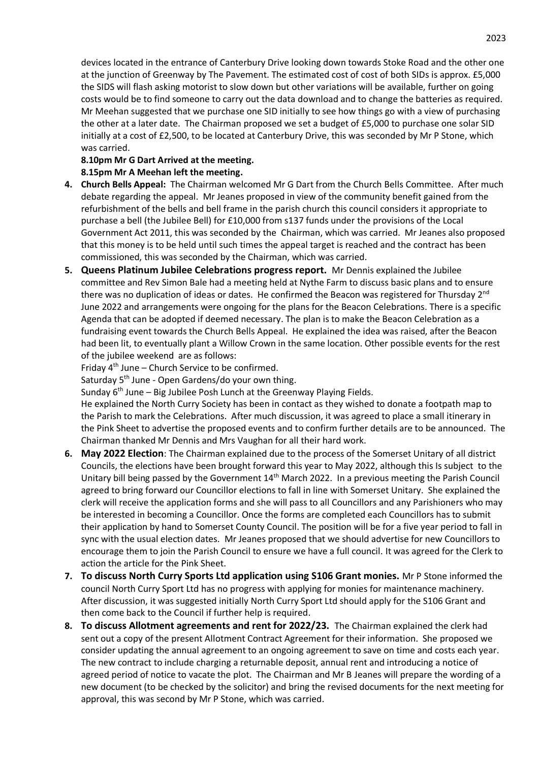devices located in the entrance of Canterbury Drive looking down towards Stoke Road and the other one at the junction of Greenway by The Pavement. The estimated cost of cost of both SIDs is approx. £5,000 the SIDS will flash asking motorist to slow down but other variations will be available, further on going costs would be to find someone to carry out the data download and to change the batteries as required. Mr Meehan suggested that we purchase one SID initially to see how things go with a view of purchasing the other at a later date. The Chairman proposed we set a budget of £5,000 to purchase one solar SID initially at a cost of £2,500, to be located at Canterbury Drive, this was seconded by Mr P Stone, which was carried.

**8.10pm Mr G Dart Arrived at the meeting.**
**8.15pm Mr A Meehan left the meeting.**

4. **Church Bells Appeal:** The Chairman welcomed Mr G Dart from the Church Bells Committee. After much debate regarding the appeal. Mr Jeanes proposed in view of the community benefit gained from the refurbishment of the bells and bell frame in the parish church this council considers it appropriate to purchase a bell (the Jubilee Bell) for £10,000 from s137 funds under the provisions of the Local Government Act 2011, this was seconded by the Chairman, which was carried. Mr Jeanes also proposed that this money is to be held until such times the appeal target is reached and the contract has been commissioned, this was seconded by the Chairman, which was carried.

5. **Queens Platinum Jubilee Celebrations progress report.** Mr Dennis explained the Jubilee committee and Rev Simon Bale had a meeting held at Nythe Farm to discuss basic plans and to ensure there was no duplication of ideas or dates. He confirmed the Beacon was registered for Thursday 2nd June 2022 and arrangements were ongoing for the plans for the Beacon Celebrations. There is a specific Agenda that can be adopted if deemed necessary. The plan is to make the Beacon Celebration as a fundraising event towards the Church Bells Appeal. He explained the idea was raised, after the Beacon had been lit, to eventually plant a Willow Crown in the same location. Other possible events for the rest of the jubilee weekend are as follows:

   Friday 4th June – Church Service to be confirmed.
   Saturday 5th June - Open Gardens/do your own thing.
   Sunday 6th June – Big Jubilee Posh Lunch at the Greenway Playing Fields.

   He explained the North Curry Society has been in contact as they wished to donate a footpath map to the Parish to mark the Celebrations. After much discussion, it was agreed to place a small itinerary in the Pink Sheet to advertise the proposed events and to confirm further details are to be announced. The Chairman thanked Mr Dennis and Mrs Vaughan for all their hard work.

6. **May 2022 Election**: The Chairman explained due to the process of the Somerset Unitary of all district Councils, the elections have been brought forward this year to May 2022, although this Is subject to the Unitary bill being passed by the Government 14th March 2022. In a previous meeting the Parish Council agreed to bring forward our Councillor elections to fall in line with Somerset Unitary. She explained the clerk will receive the application forms and she will pass to all Councillors and any Parishioners who may be interested in becoming a Councillor. Once the forms are completed each Councillors has to submit their application by hand to Somerset County Council. The position will be for a five year period to fall in sync with the usual election dates. Mr Jeanes proposed that we should advertise for new Councillors to encourage them to join the Parish Council to ensure we have a full council. It was agreed for the Clerk to action the article for the Pink Sheet.

7. **To discuss North Curry Sports Ltd application using S106 Grant monies.** Mr P Stone informed the council North Curry Sport Ltd has no progress with applying for monies for maintenance machinery. After discussion, it was suggested initially North Curry Sport Ltd should apply for the S106 Grant and then come back to the Council if further help is required.

8. **To discuss Allotment agreements and rent for 2022/23.** The Chairman explained the clerk had sent out a copy of the present Allotment Contract Agreement for their information. She proposed we consider updating the annual agreement to an ongoing agreement to save on time and costs each year. The new contract to include charging a returnable deposit, annual rent and introducing a notice of agreed period of notice to vacate the plot. The Chairman and Mr B Jeanes will prepare the wording of a new document (to be checked by the solicitor) and bring the revised documents for the next meeting for approval, this was second by Mr P Stone, which was carried.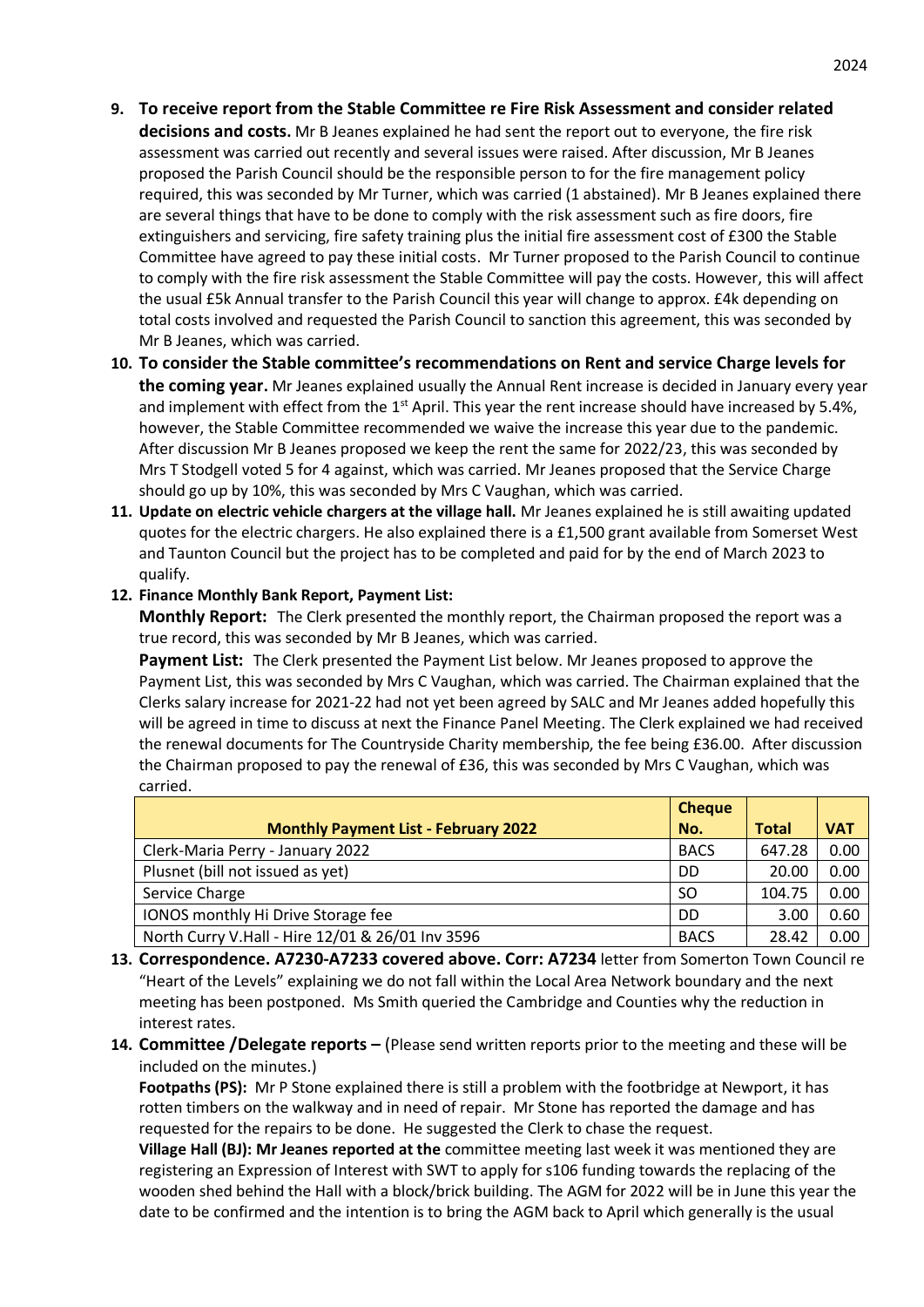9. **To receive report from the Stable Committee re Fire Risk Assessment and consider related decisions and costs.** Mr B Jeanes explained he had sent the report out to everyone, the fire risk assessment was carried out recently and several issues were raised. After discussion, Mr B Jeanes proposed the Parish Council should be the responsible person to for the fire management policy required, this was seconded by Mr Turner, which was carried (1 abstained). Mr B Jeanes explained there are several things that have to be done to comply with the risk assessment such as fire doors, fire extinguishers and servicing, fire safety training plus the initial fire assessment cost of £300 the Stable Committee have agreed to pay these initial costs. Mr Turner proposed to the Parish Council to continue to comply with the fire risk assessment the Stable Committee will pay the costs. However, this will affect the usual £5k Annual transfer to the Parish Council this year will change to approx. £4k depending on total costs involved and requested the Parish Council to sanction this agreement, this was seconded by Mr B Jeanes, which was carried.
10. **To consider the Stable committee's recommendations on Rent and service Charge levels for the coming year.** Mr Jeanes explained usually the Annual Rent increase is decided in January every year and implement with effect from the 1st April. This year the rent increase should have increased by 5.4%, however, the Stable Committee recommended we waive the increase this year due to the pandemic. After discussion Mr B Jeanes proposed we keep the rent the same for 2022/23, this was seconded by Mrs T Stodgell voted 5 for 4 against, which was carried. Mr Jeanes proposed that the Service Charge should go up by 10%, this was seconded by Mrs C Vaughan, which was carried.
11. **Update on electric vehicle chargers at the village hall.** Mr Jeanes explained he is still awaiting updated quotes for the electric chargers. He also explained there is a £1,500 grant available from Somerset West and Taunton Council but the project has to be completed and paid for by the end of March 2023 to qualify.
12. **Finance Monthly Bank Report, Payment List:**

    **Monthly Report:** The Clerk presented the monthly report, the Chairman proposed the report was a true record, this was seconded by Mr B Jeanes, which was carried.

    **Payment List:** The Clerk presented the Payment List below. Mr Jeanes proposed to approve the Payment List, this was seconded by Mrs C Vaughan, which was carried. The Chairman explained that the Clerks salary increase for 2021-22 had not yet been agreed by SALC and Mr Jeanes added hopefully this will be agreed in time to discuss at next the Finance Panel Meeting. The Clerk explained we had received the renewal documents for The Countryside Charity membership, the fee being £36.00. After discussion the Chairman proposed to pay the renewal of £36, this was seconded by Mrs C Vaughan, which was carried.

| Monthly Payment List - February 2022 | Cheque No. | Total | VAT |
|---|---|---|---|
| Clerk-Maria Perry - January 2022 | BACS | 647.28 | 0.00 |
| Plusnet (bill not issued as yet) | DD | 20.00 | 0.00 |
| Service Charge | SO | 104.75 | 0.00 |
| IONOS monthly Hi Drive Storage fee | DD | 3.00 | 0.60 |
| North Curry V.Hall - Hire 12/01 & 26/01 Inv 3596 | BACS | 28.42 | 0.00 |

13. **Correspondence. A7230-A7233 covered above. Corr: A7234** letter from Somerton Town Council re "Heart of the Levels" explaining we do not fall within the Local Area Network boundary and the next meeting has been postponed. Ms Smith queried the Cambridge and Counties why the reduction in interest rates.
14. **Committee /Delegate reports –** (Please send written reports prior to the meeting and these will be included on the minutes.)

    **Footpaths (PS):** Mr P Stone explained there is still a problem with the footbridge at Newport, it has rotten timbers on the walkway and in need of repair. Mr Stone has reported the damage and has requested for the repairs to be done. He suggested the Clerk to chase the request.

    **Village Hall (BJ): Mr Jeanes reported at the** committee meeting last week it was mentioned they are registering an Expression of Interest with SWT to apply for s106 funding towards the replacing of the wooden shed behind the Hall with a block/brick building. The AGM for 2022 will be in June this year the date to be confirmed and the intention is to bring the AGM back to April which generally is the usual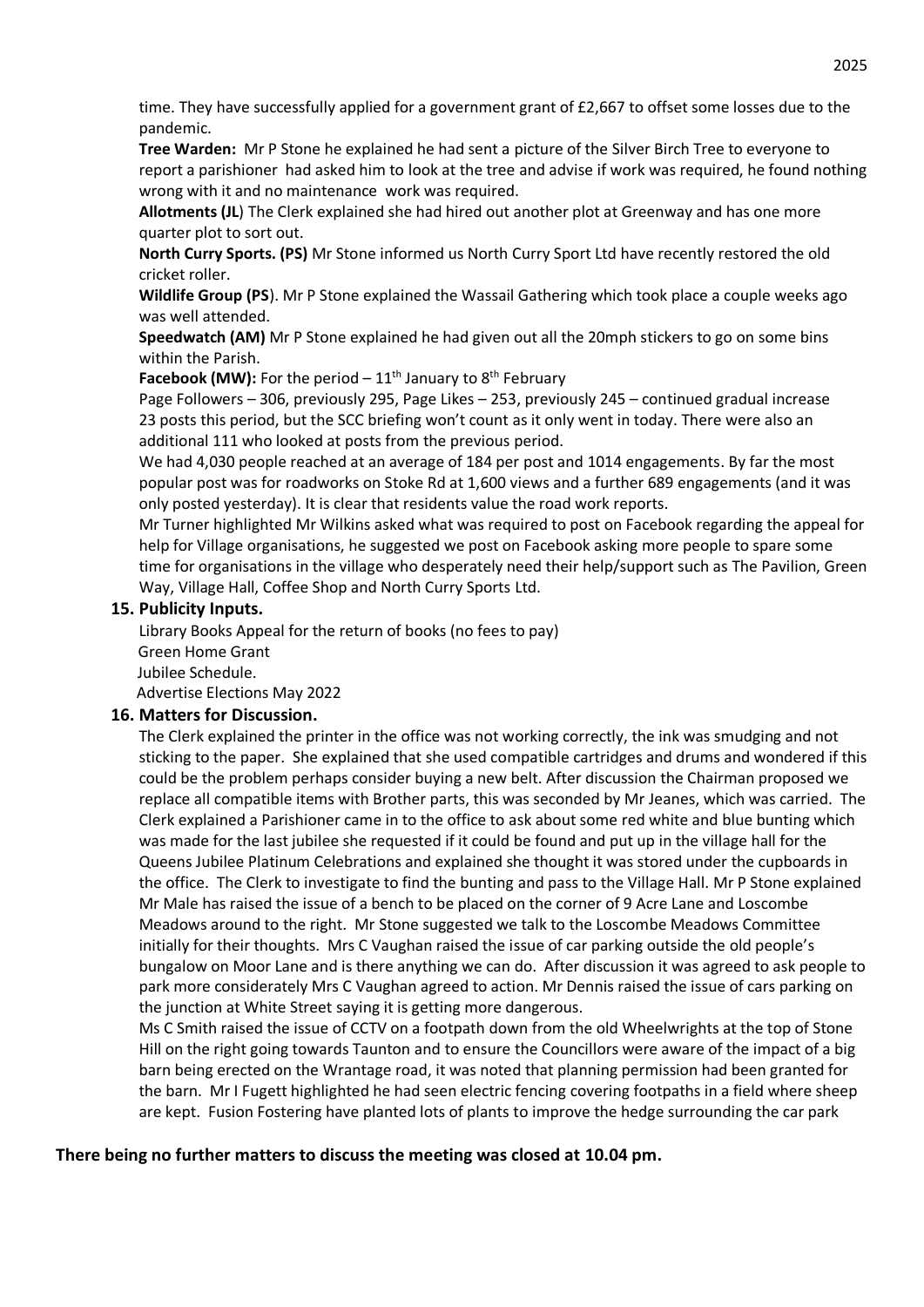time. They have successfully applied for a government grant of £2,667 to offset some losses due to the pandemic.

**Tree Warden:** Mr P Stone he explained he had sent a picture of the Silver Birch Tree to everyone to report a parishioner had asked him to look at the tree and advise if work was required, he found nothing wrong with it and no maintenance work was required.

**Allotments (JL**) The Clerk explained she had hired out another plot at Greenway and has one more quarter plot to sort out.

**North Curry Sports. (PS)** Mr Stone informed us North Curry Sport Ltd have recently restored the old cricket roller.

**Wildlife Group (PS**). Mr P Stone explained the Wassail Gathering which took place a couple weeks ago was well attended.

**Speedwatch (AM)** Mr P Stone explained he had given out all the 20mph stickers to go on some bins within the Parish.

**Facebook (MW):** For the period – 11th January to 8th February

Page Followers – 306, previously 295, Page Likes – 253, previously 245 – continued gradual increase 23 posts this period, but the SCC briefing won't count as it only went in today. There were also an additional 111 who looked at posts from the previous period.

We had 4,030 people reached at an average of 184 per post and 1014 engagements. By far the most popular post was for roadworks on Stoke Rd at 1,600 views and a further 689 engagements (and it was only posted yesterday). It is clear that residents value the road work reports.

Mr Turner highlighted Mr Wilkins asked what was required to post on Facebook regarding the appeal for help for Village organisations, he suggested we post on Facebook asking more people to spare some time for organisations in the village who desperately need their help/support such as The Pavilion, Green Way, Village Hall, Coffee Shop and North Curry Sports Ltd.

### 15. Publicity Inputs.

Library Books Appeal for the return of books (no fees to pay)
Green Home Grant
Jubilee Schedule.
Advertise Elections May 2022

### 16. Matters for Discussion.

The Clerk explained the printer in the office was not working correctly, the ink was smudging and not sticking to the paper. She explained that she used compatible cartridges and drums and wondered if this could be the problem perhaps consider buying a new belt. After discussion the Chairman proposed we replace all compatible items with Brother parts, this was seconded by Mr Jeanes, which was carried. The Clerk explained a Parishioner came in to the office to ask about some red white and blue bunting which was made for the last jubilee she requested if it could be found and put up in the village hall for the Queens Jubilee Platinum Celebrations and explained she thought it was stored under the cupboards in the office. The Clerk to investigate to find the bunting and pass to the Village Hall. Mr P Stone explained Mr Male has raised the issue of a bench to be placed on the corner of 9 Acre Lane and Loscombe Meadows around to the right. Mr Stone suggested we talk to the Loscombe Meadows Committee initially for their thoughts. Mrs C Vaughan raised the issue of car parking outside the old people's bungalow on Moor Lane and is there anything we can do. After discussion it was agreed to ask people to park more considerately Mrs C Vaughan agreed to action. Mr Dennis raised the issue of cars parking on the junction at White Street saying it is getting more dangerous.

Ms C Smith raised the issue of CCTV on a footpath down from the old Wheelwrights at the top of Stone Hill on the right going towards Taunton and to ensure the Councillors were aware of the impact of a big barn being erected on the Wrantage road, it was noted that planning permission had been granted for the barn. Mr I Fugett highlighted he had seen electric fencing covering footpaths in a field where sheep are kept. Fusion Fostering have planted lots of plants to improve the hedge surrounding the car park

**There being no further matters to discuss the meeting was closed at 10.04 pm.**